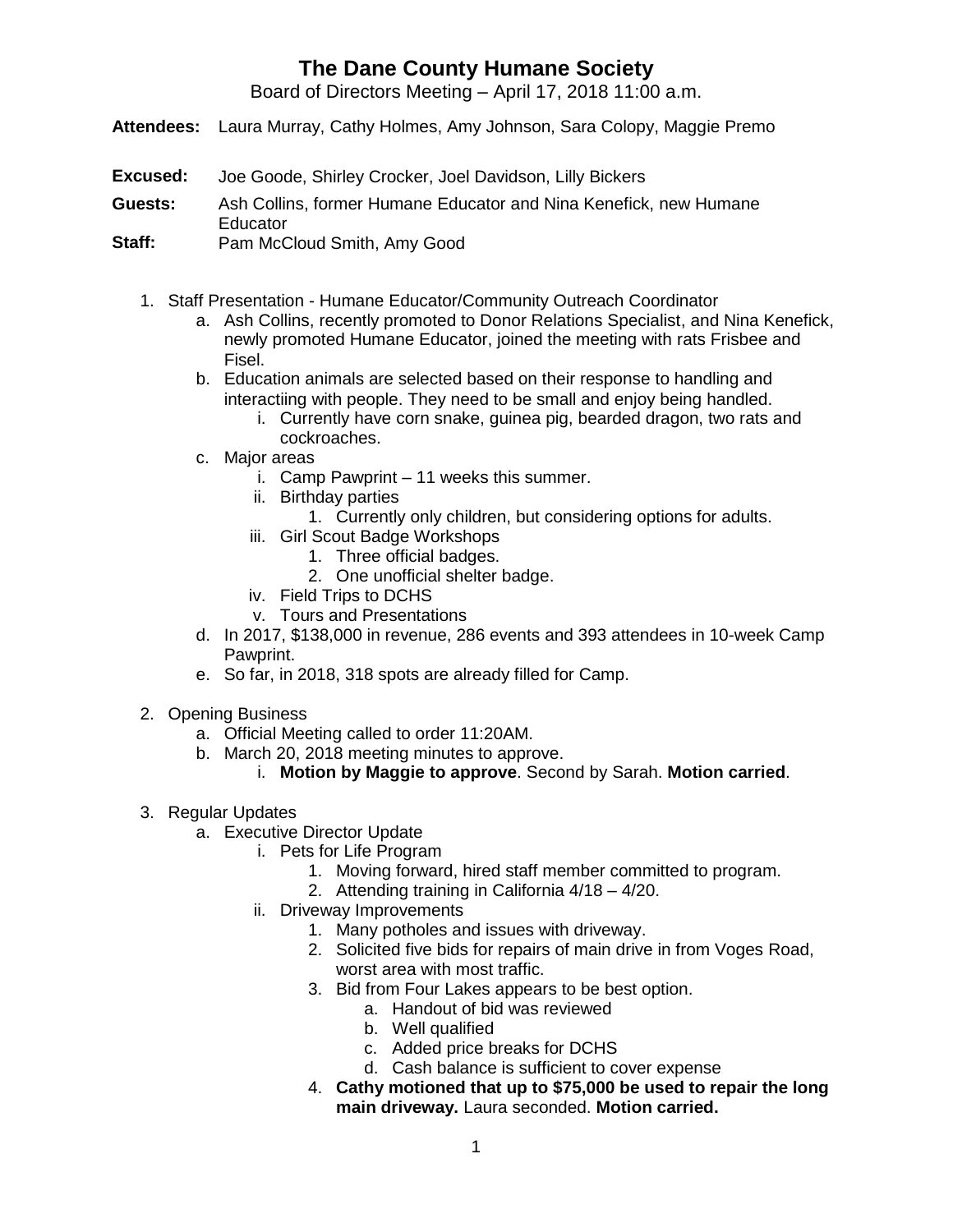# The Dane County Humane Society

Board of Directors Meeting – April 17, 2018 11:00 a.m.

**Attendees:** Laura Murray, Cathy Holmes, Amy Johnson, Sara Colopy, Maggie Premo

**Excused:** Joe Goode, Shirley Crocker, Joel Davidson, Lilly Bickers

**Guests:** Ash Collins, former Humane Educator and Nina Kenefick, new Humane Educator

**Staff:** Pam McCloud Smith, Amy Good

1. Staff Presentation - Humane Educator/Community Outreach Coordinator
   a. Ash Collins, recently promoted to Donor Relations Specialist, and Nina Kenefick, newly promoted Humane Educator, joined the meeting with rats Frisbee and Fisel.
   b. Education animals are selected based on their response to handling and interactiing with people. They need to be small and enjoy being handled.
      i. Currently have corn snake, guinea pig, bearded dragon, two rats and cockroaches.
   c. Major areas
      i. Camp Pawprint – 11 weeks this summer.
      ii. Birthday parties
         1. Currently only children, but considering options for adults.
      iii. Girl Scout Badge Workshops
         1. Three official badges.
         2. One unofficial shelter badge.
      iv. Field Trips to DCHS
      v. Tours and Presentations
   d. In 2017, $138,000 in revenue, 286 events and 393 attendees in 10-week Camp Pawprint.
   e. So far, in 2018, 318 spots are already filled for Camp.

2. Opening Business
   a. Official Meeting called to order 11:20AM.
   b. March 20, 2018 meeting minutes to approve.
      i. **Motion by Maggie to approve**. Second by Sarah. **Motion carried**.

3. Regular Updates
   a. Executive Director Update
      i. Pets for Life Program
         1. Moving forward, hired staff member committed to program.
         2. Attending training in California 4/18 – 4/20.
      ii. Driveway Improvements
         1. Many potholes and issues with driveway.
         2. Solicited five bids for repairs of main drive in from Voges Road, worst area with most traffic.
         3. Bid from Four Lakes appears to be best option.
            a. Handout of bid was reviewed
            b. Well qualified
            c. Added price breaks for DCHS
            d. Cash balance is sufficient to cover expense
         4. **Cathy motioned that up to $75,000 be used to repair the long main driveway.** Laura seconded. **Motion carried.**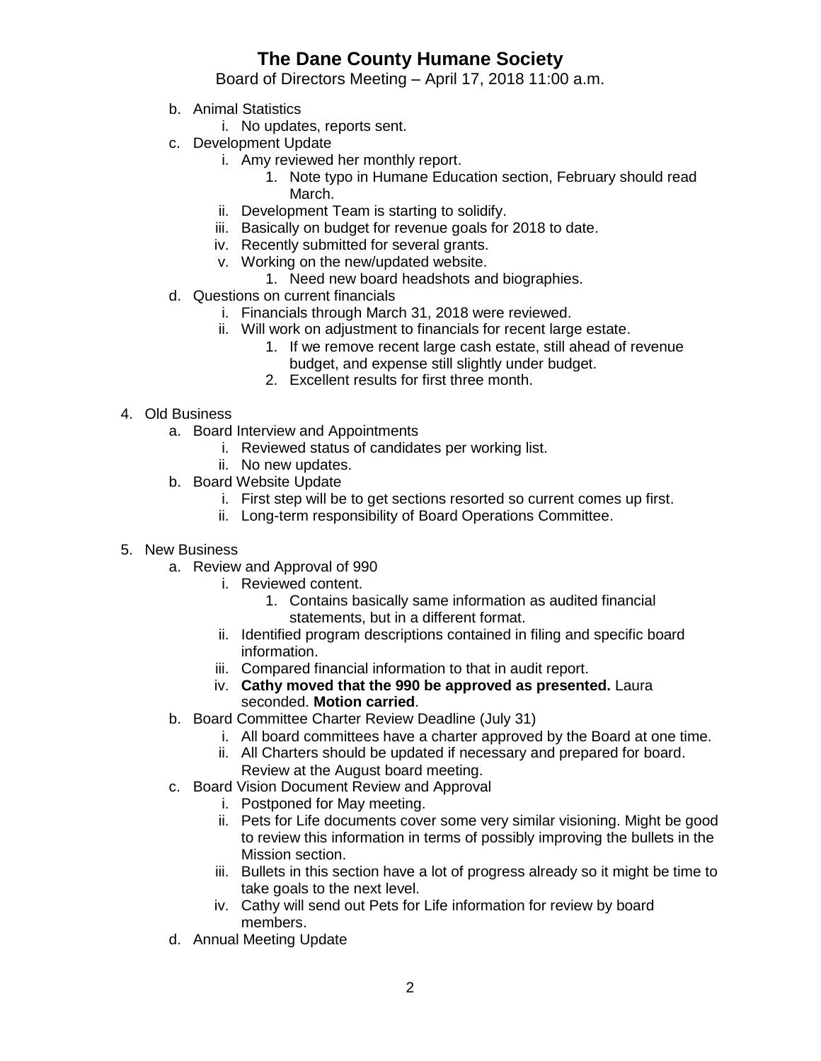b. Animal Statistics
    i. No updates, reports sent.
c. Development Update
    i. Amy reviewed her monthly report.
        1. Note typo in Humane Education section, February should read March.
    ii. Development Team is starting to solidify.
    iii. Basically on budget for revenue goals for 2018 to date.
    iv. Recently submitted for several grants.
    v. Working on the new/updated website.
        1. Need new board headshots and biographies.
d. Questions on current financials
    i. Financials through March 31, 2018 were reviewed.
    ii. Will work on adjustment to financials for recent large estate.
        1. If we remove recent large cash estate, still ahead of revenue budget, and expense still slightly under budget.
        2. Excellent results for first three month.

4. Old Business
    a. Board Interview and Appointments
        i. Reviewed status of candidates per working list.
        ii. No new updates.
    b. Board Website Update
        i. First step will be to get sections resorted so current comes up first.
        ii. Long-term responsibility of Board Operations Committee.

5. New Business
    a. Review and Approval of 990
        i. Reviewed content.
            1. Contains basically same information as audited financial statements, but in a different format.
        ii. Identified program descriptions contained in filing and specific board information.
        iii. Compared financial information to that in audit report.
        iv. **Cathy moved that the 990 be approved as presented.** Laura seconded. **Motion carried**.
    b. Board Committee Charter Review Deadline (July 31)
        i. All board committees have a charter approved by the Board at one time.
        ii. All Charters should be updated if necessary and prepared for board. Review at the August board meeting.
    c. Board Vision Document Review and Approval
        i. Postponed for May meeting.
        ii. Pets for Life documents cover some very similar visioning. Might be good to review this information in terms of possibly improving the bullets in the Mission section.
        iii. Bullets in this section have a lot of progress already so it might be time to take goals to the next level.
        iv. Cathy will send out Pets for Life information for review by board members.
    d. Annual Meeting Update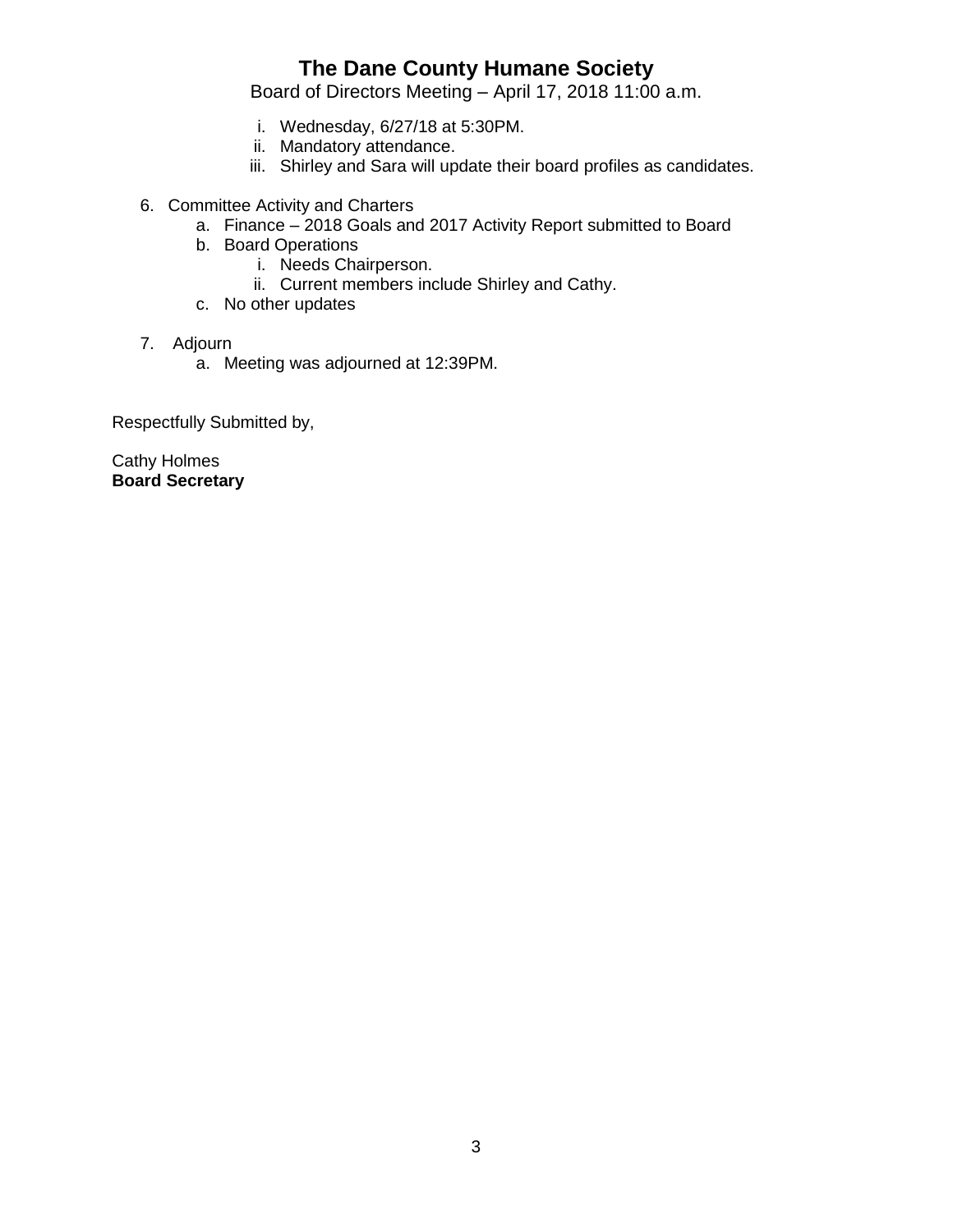i. Wednesday, 6/27/18 at 5:30PM.
ii. Mandatory attendance.
iii. Shirley and Sara will update their board profiles as candidates.

6. Committee Activity and Charters
   a. Finance – 2018 Goals and 2017 Activity Report submitted to Board
   b. Board Operations
      i. Needs Chairperson.
      ii. Current members include Shirley and Cathy.
   c. No other updates

7. Adjourn
   a. Meeting was adjourned at 12:39PM.

Respectfully Submitted by,

Cathy Holmes
**Board Secretary**